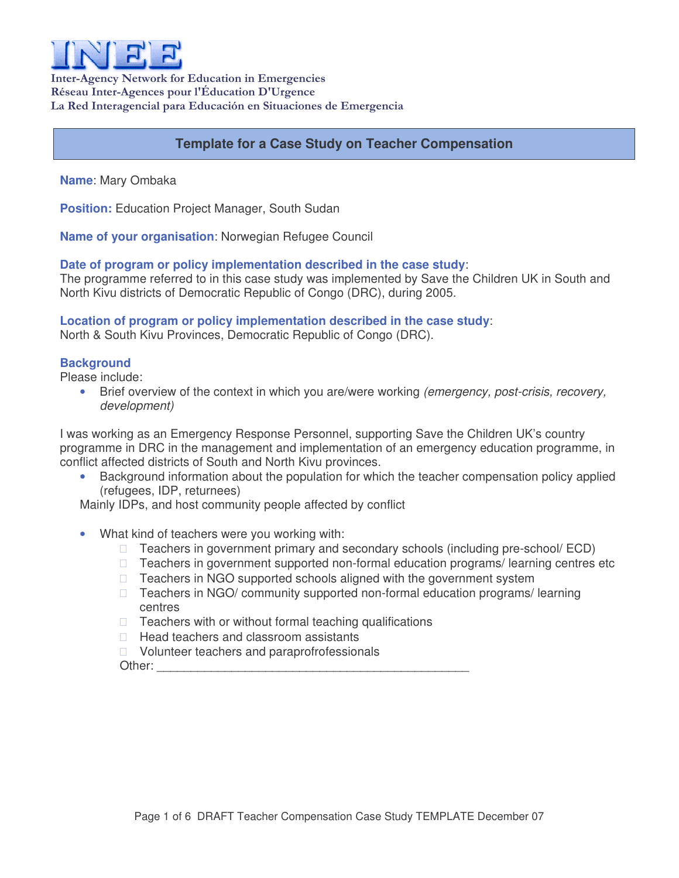# INEE

**Inter-Agency Network for Education in Emergencies**
**Réseau Inter-Agences pour l'Éducation D'Urgence**
**La Red Interagencial para Educación en Situaciones de Emergencia**

## Template for a Case Study on Teacher Compensation

**Name**: Mary Ombaka

**Position:** Education Project Manager, South Sudan

**Name of your organisation**: Norwegian Refugee Council

**Date of program or policy implementation described in the case study**:
The programme referred to in this case study was implemented by Save the Children UK in South and North Kivu districts of Democratic Republic of Congo (DRC), during 2005.

**Location of program or policy implementation described in the case study**:
North & South Kivu Provinces, Democratic Republic of Congo (DRC).

### Background

Please include:

- Brief overview of the context in which you are/were working *(emergency, post-crisis, recovery, development)*

I was working as an Emergency Response Personnel, supporting Save the Children UK's country programme in DRC in the management and implementation of an emergency education programme, in conflict affected districts of South and North Kivu provinces.

- Background information about the population for which the teacher compensation policy applied (refugees, IDP, returnees)

  Mainly IDPs, and host community people affected by conflict

- What kind of teachers were you working with:
  - ☐ Teachers in government primary and secondary schools (including pre-school/ ECD)
  - ☐ Teachers in government supported non-formal education programs/ learning centres etc
  - ☐ Teachers in NGO supported schools aligned with the government system
  - ☐ Teachers in NGO/ community supported non-formal education programs/ learning centres
  - ☐ Teachers with or without formal teaching qualifications
  - ☐ Head teachers and classroom assistants
  - ☐ Volunteer teachers and paraprofressionals

  Other: ____________________________________________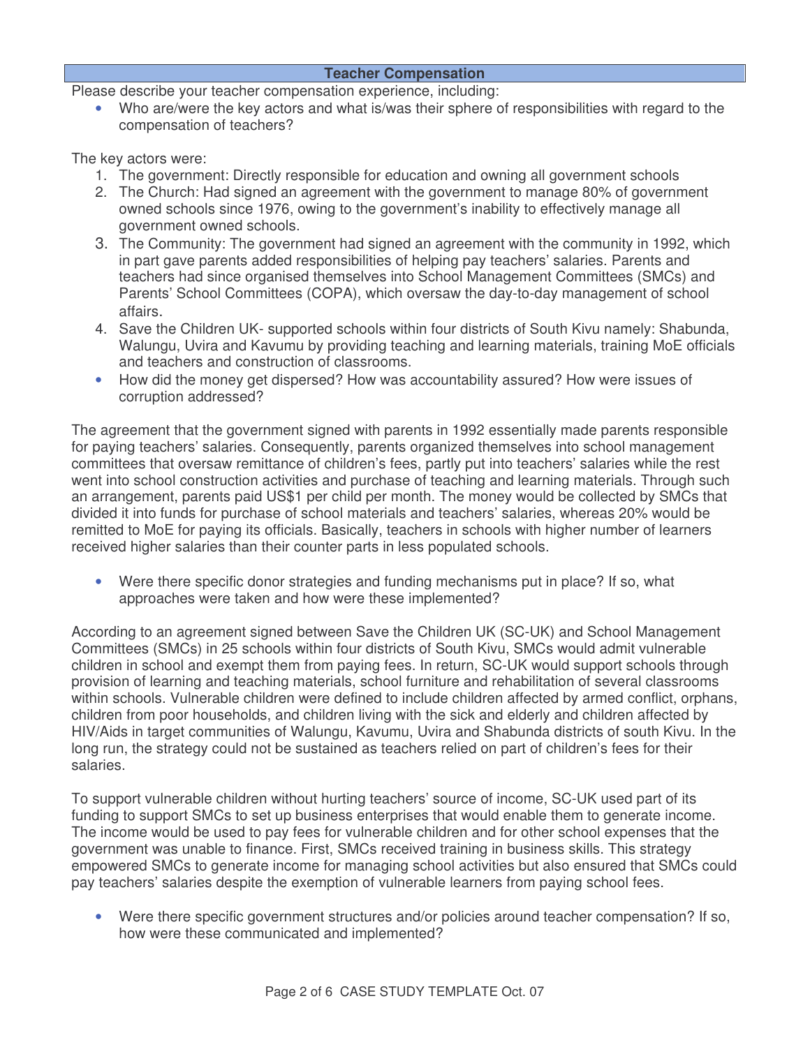## Teacher Compensation

Please describe your teacher compensation experience, including:

- Who are/were the key actors and what is/was their sphere of responsibilities with regard to the compensation of teachers?

The key actors were:

1. The government: Directly responsible for education and owning all government schools
2. The Church: Had signed an agreement with the government to manage 80% of government owned schools since 1976, owing to the government's inability to effectively manage all government owned schools.
3. The Community: The government had signed an agreement with the community in 1992, which in part gave parents added responsibilities of helping pay teachers' salaries. Parents and teachers had since organised themselves into School Management Committees (SMCs) and Parents' School Committees (COPA), which oversaw the day-to-day management of school affairs.
4. Save the Children UK- supported schools within four districts of South Kivu namely: Shabunda, Walungu, Uvira and Kavumu by providing teaching and learning materials, training MoE officials and teachers and construction of classrooms.

- How did the money get dispersed? How was accountability assured? How were issues of corruption addressed?

The agreement that the government signed with parents in 1992 essentially made parents responsible for paying teachers' salaries. Consequently, parents organized themselves into school management committees that oversaw remittance of children's fees, partly put into teachers' salaries while the rest went into school construction activities and purchase of teaching and learning materials. Through such an arrangement, parents paid US$1 per child per month. The money would be collected by SMCs that divided it into funds for purchase of school materials and teachers' salaries, whereas 20% would be remitted to MoE for paying its officials. Basically, teachers in schools with higher number of learners received higher salaries than their counter parts in less populated schools.

- Were there specific donor strategies and funding mechanisms put in place? If so, what approaches were taken and how were these implemented?

According to an agreement signed between Save the Children UK (SC-UK) and School Management Committees (SMCs) in 25 schools within four districts of South Kivu, SMCs would admit vulnerable children in school and exempt them from paying fees. In return, SC-UK would support schools through provision of learning and teaching materials, school furniture and rehabilitation of several classrooms within schools. Vulnerable children were defined to include children affected by armed conflict, orphans, children from poor households, and children living with the sick and elderly and children affected by HIV/Aids in target communities of Walungu, Kavumu, Uvira and Shabunda districts of south Kivu. In the long run, the strategy could not be sustained as teachers relied on part of children's fees for their salaries.

To support vulnerable children without hurting teachers' source of income, SC-UK used part of its funding to support SMCs to set up business enterprises that would enable them to generate income. The income would be used to pay fees for vulnerable children and for other school expenses that the government was unable to finance. First, SMCs received training in business skills. This strategy empowered SMCs to generate income for managing school activities but also ensured that SMCs could pay teachers' salaries despite the exemption of vulnerable learners from paying school fees.

- Were there specific government structures and/or policies around teacher compensation? If so, how were these communicated and implemented?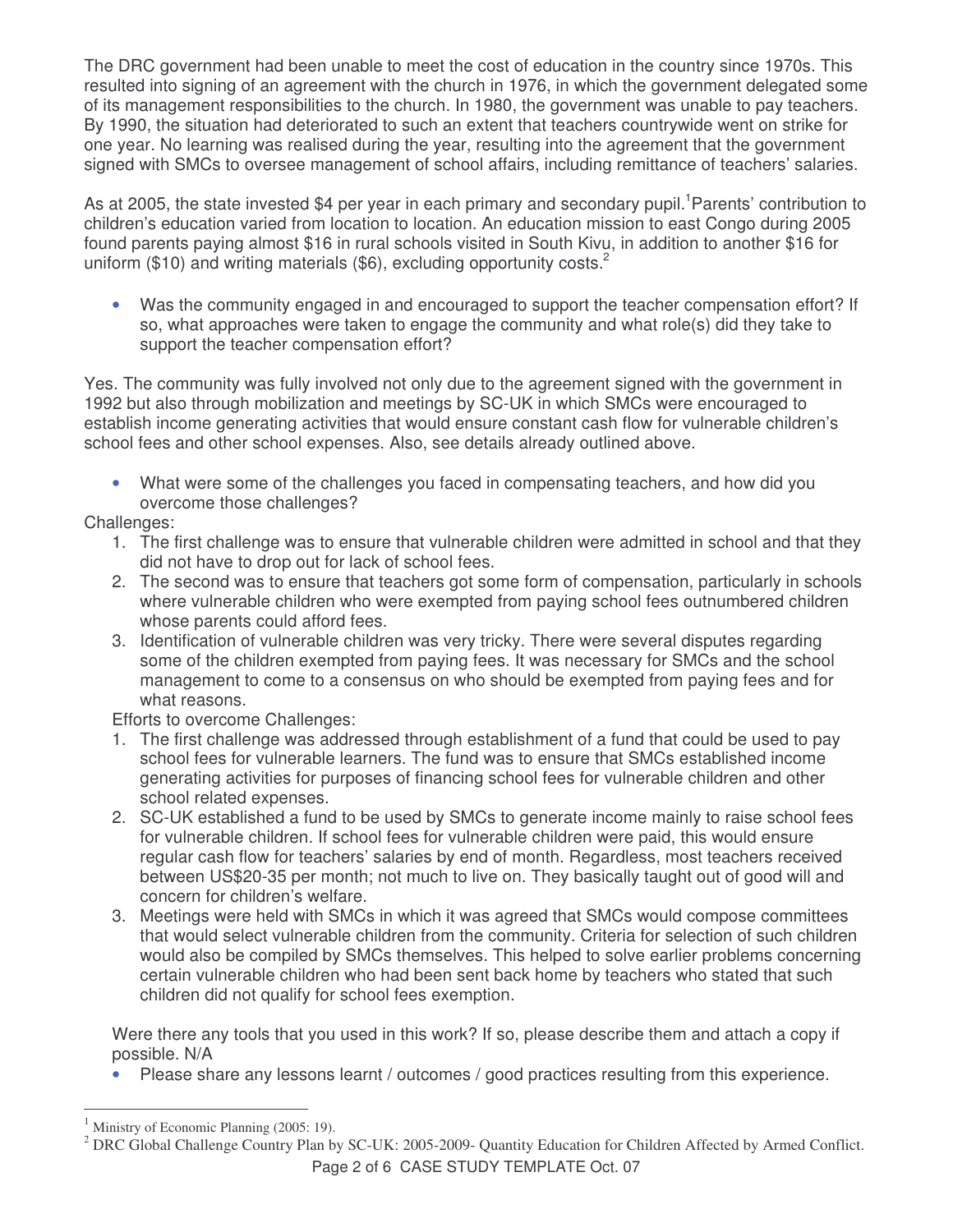The DRC government had been unable to meet the cost of education in the country since 1970s. This resulted into signing of an agreement with the church in 1976, in which the government delegated some of its management responsibilities to the church. In 1980, the government was unable to pay teachers. By 1990, the situation had deteriorated to such an extent that teachers countrywide went on strike for one year. No learning was realised during the year, resulting into the agreement that the government signed with SMCs to oversee management of school affairs, including remittance of teachers' salaries.

As at 2005, the state invested $4 per year in each primary and secondary pupil.[1] Parents' contribution to children's education varied from location to location. An education mission to east Congo during 2005 found parents paying almost $16 in rural schools visited in South Kivu, in addition to another $16 for uniform ($10) and writing materials ($6), excluding opportunity costs.[2]

- Was the community engaged in and encouraged to support the teacher compensation effort? If so, what approaches were taken to engage the community and what role(s) did they take to support the teacher compensation effort?

Yes. The community was fully involved not only due to the agreement signed with the government in 1992 but also through mobilization and meetings by SC-UK in which SMCs were encouraged to establish income generating activities that would ensure constant cash flow for vulnerable children's school fees and other school expenses. Also, see details already outlined above.

- What were some of the challenges you faced in compensating teachers, and how did you overcome those challenges?

Challenges:

1. The first challenge was to ensure that vulnerable children were admitted in school and that they did not have to drop out for lack of school fees.
2. The second was to ensure that teachers got some form of compensation, particularly in schools where vulnerable children who were exempted from paying school fees outnumbered children whose parents could afford fees.
3. Identification of vulnerable children was very tricky. There were several disputes regarding some of the children exempted from paying fees. It was necessary for SMCs and the school management to come to a consensus on who should be exempted from paying fees and for what reasons.

Efforts to overcome Challenges:

1. The first challenge was addressed through establishment of a fund that could be used to pay school fees for vulnerable learners. The fund was to ensure that SMCs established income generating activities for purposes of financing school fees for vulnerable children and other school related expenses.
2. SC-UK established a fund to be used by SMCs to generate income mainly to raise school fees for vulnerable children. If school fees for vulnerable children were paid, this would ensure regular cash flow for teachers' salaries by end of month. Regardless, most teachers received between US$20-35 per month; not much to live on. They basically taught out of good will and concern for children's welfare.
3. Meetings were held with SMCs in which it was agreed that SMCs would compose committees that would select vulnerable children from the community. Criteria for selection of such children would also be compiled by SMCs themselves. This helped to solve earlier problems concerning certain vulnerable children who had been sent back home by teachers who stated that such children did not qualify for school fees exemption.

Were there any tools that you used in this work? If so, please describe them and attach a copy if possible. N/A

- Please share any lessons learnt / outcomes / good practices resulting from this experience.

---

[1] Ministry of Economic Planning (2005: 19).

[2] DRC Global Challenge Country Plan by SC-UK: 2005-2009- Quantity Education for Children Affected by Armed Conflict.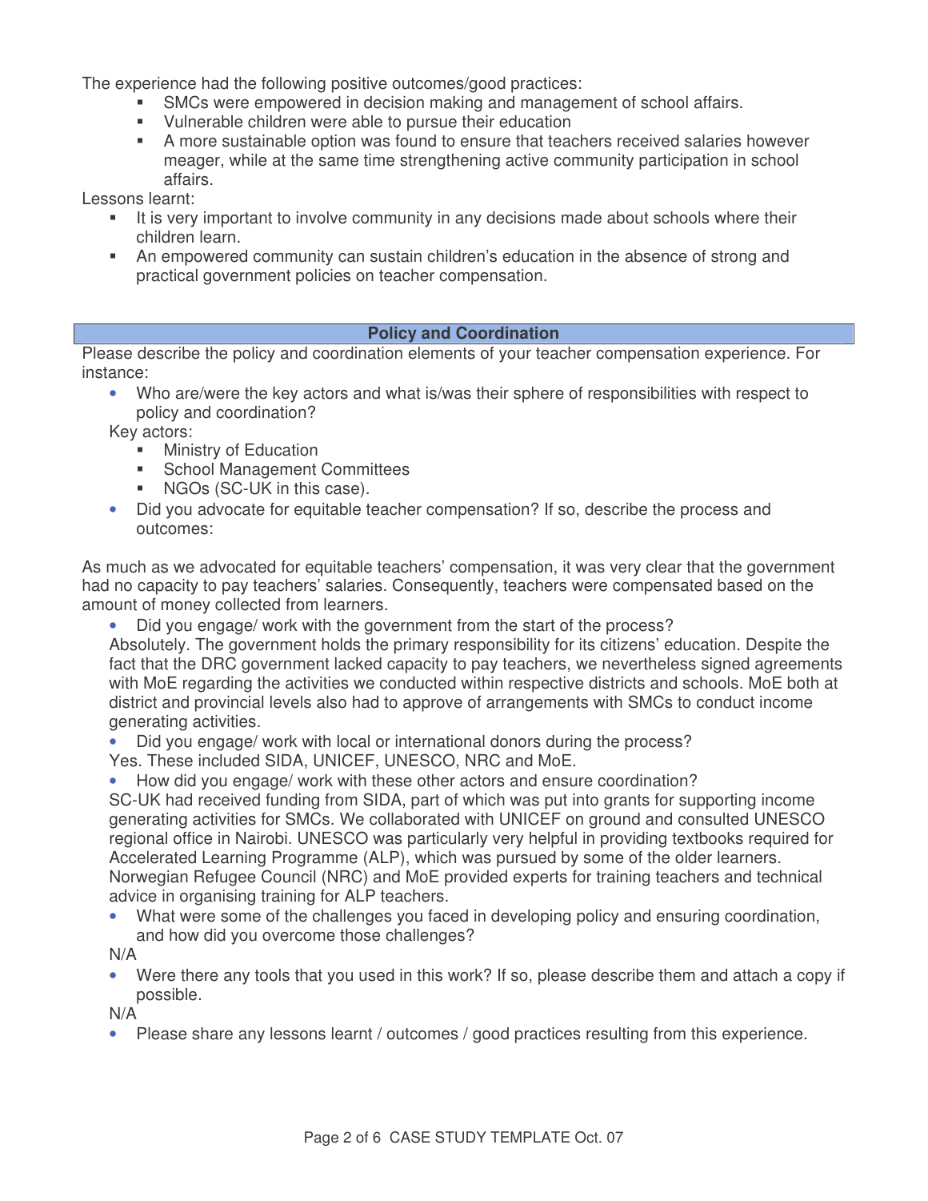The experience had the following positive outcomes/good practices:

- SMCs were empowered in decision making and management of school affairs.
- Vulnerable children were able to pursue their education
- A more sustainable option was found to ensure that teachers received salaries however meager, while at the same time strengthening active community participation in school affairs.

Lessons learnt:

- It is very important to involve community in any decisions made about schools where their children learn.
- An empowered community can sustain children's education in the absence of strong and practical government policies on teacher compensation.

## Policy and Coordination

Please describe the policy and coordination elements of your teacher compensation experience. For instance:

- Who are/were the key actors and what is/was their sphere of responsibilities with respect to policy and coordination?

  Key actors:
  - Ministry of Education
  - School Management Committees
  - NGOs (SC-UK in this case).

- Did you advocate for equitable teacher compensation? If so, describe the process and outcomes:

As much as we advocated for equitable teachers' compensation, it was very clear that the government had no capacity to pay teachers' salaries. Consequently, teachers were compensated based on the amount of money collected from learners.

- Did you engage/ work with the government from the start of the process?

  Absolutely. The government holds the primary responsibility for its citizens' education. Despite the fact that the DRC government lacked capacity to pay teachers, we nevertheless signed agreements with MoE regarding the activities we conducted within respective districts and schools. MoE both at district and provincial levels also had to approve of arrangements with SMCs to conduct income generating activities.

- Did you engage/ work with local or international donors during the process?

  Yes. These included SIDA, UNICEF, UNESCO, NRC and MoE.

- How did you engage/ work with these other actors and ensure coordination?

  SC-UK had received funding from SIDA, part of which was put into grants for supporting income generating activities for SMCs. We collaborated with UNICEF on ground and consulted UNESCO regional office in Nairobi. UNESCO was particularly very helpful in providing textbooks required for Accelerated Learning Programme (ALP), which was pursued by some of the older learners. Norwegian Refugee Council (NRC) and MoE provided experts for training teachers and technical advice in organising training for ALP teachers.

- What were some of the challenges you faced in developing policy and ensuring coordination, and how did you overcome those challenges?

  N/A

- Were there any tools that you used in this work? If so, please describe them and attach a copy if possible.

  N/A

- Please share any lessons learnt / outcomes / good practices resulting from this experience.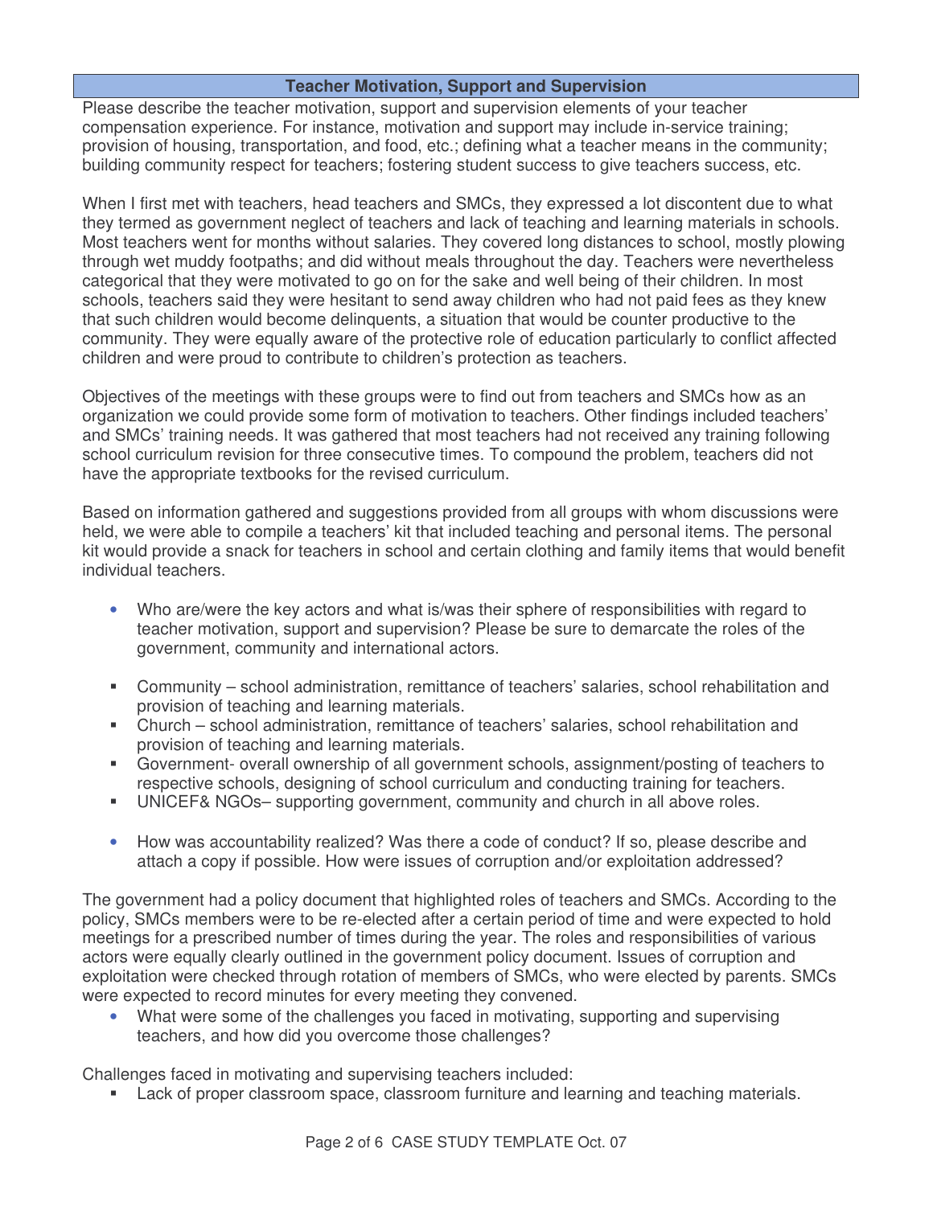## Teacher Motivation, Support and Supervision

Please describe the teacher motivation, support and supervision elements of your teacher compensation experience. For instance, motivation and support may include in-service training; provision of housing, transportation, and food, etc.; defining what a teacher means in the community; building community respect for teachers; fostering student success to give teachers success, etc.

When I first met with teachers, head teachers and SMCs, they expressed a lot discontent due to what they termed as government neglect of teachers and lack of teaching and learning materials in schools. Most teachers went for months without salaries. They covered long distances to school, mostly plowing through wet muddy footpaths; and did without meals throughout the day. Teachers were nevertheless categorical that they were motivated to go on for the sake and well being of their children. In most schools, teachers said they were hesitant to send away children who had not paid fees as they knew that such children would become delinquents, a situation that would be counter productive to the community. They were equally aware of the protective role of education particularly to conflict affected children and were proud to contribute to children's protection as teachers.

Objectives of the meetings with these groups were to find out from teachers and SMCs how as an organization we could provide some form of motivation to teachers. Other findings included teachers' and SMCs' training needs. It was gathered that most teachers had not received any training following school curriculum revision for three consecutive times. To compound the problem, teachers did not have the appropriate textbooks for the revised curriculum.

Based on information gathered and suggestions provided from all groups with whom discussions were held, we were able to compile a teachers' kit that included teaching and personal items. The personal kit would provide a snack for teachers in school and certain clothing and family items that would benefit individual teachers.

- Who are/were the key actors and what is/was their sphere of responsibilities with regard to teacher motivation, support and supervision? Please be sure to demarcate the roles of the government, community and international actors.

- Community – school administration, remittance of teachers' salaries, school rehabilitation and provision of teaching and learning materials.
- Church – school administration, remittance of teachers' salaries, school rehabilitation and provision of teaching and learning materials.
- Government- overall ownership of all government schools, assignment/posting of teachers to respective schools, designing of school curriculum and conducting training for teachers.
- UNICEF& NGOs– supporting government, community and church in all above roles.

- How was accountability realized? Was there a code of conduct? If so, please describe and attach a copy if possible. How were issues of corruption and/or exploitation addressed?

The government had a policy document that highlighted roles of teachers and SMCs. According to the policy, SMCs members were to be re-elected after a certain period of time and were expected to hold meetings for a prescribed number of times during the year. The roles and responsibilities of various actors were equally clearly outlined in the government policy document. Issues of corruption and exploitation were checked through rotation of members of SMCs, who were elected by parents. SMCs were expected to record minutes for every meeting they convened.

- What were some of the challenges you faced in motivating, supporting and supervising teachers, and how did you overcome those challenges?

Challenges faced in motivating and supervising teachers included:

- Lack of proper classroom space, classroom furniture and learning and teaching materials.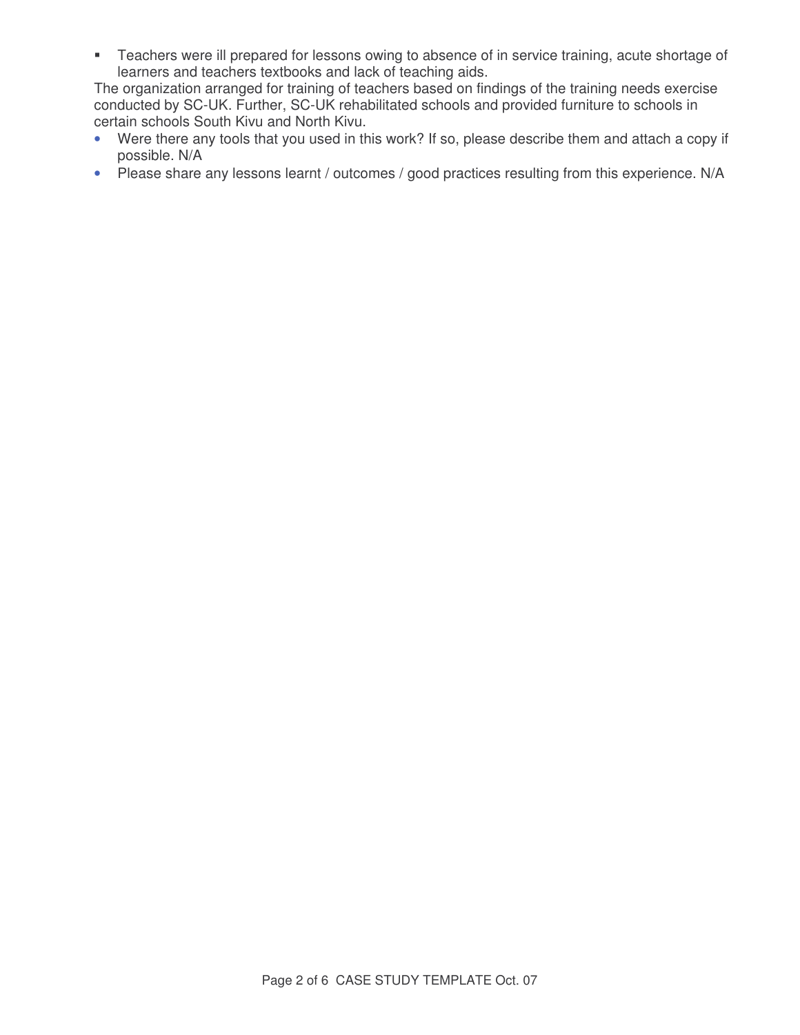- Teachers were ill prepared for lessons owing to absence of in service training, acute shortage of learners and teachers textbooks and lack of teaching aids.

The organization arranged for training of teachers based on findings of the training needs exercise conducted by SC-UK. Further, SC-UK rehabilitated schools and provided furniture to schools in certain schools South Kivu and North Kivu.

- Were there any tools that you used in this work? If so, please describe them and attach a copy if possible. N/A
- Please share any lessons learnt / outcomes / good practices resulting from this experience. N/A